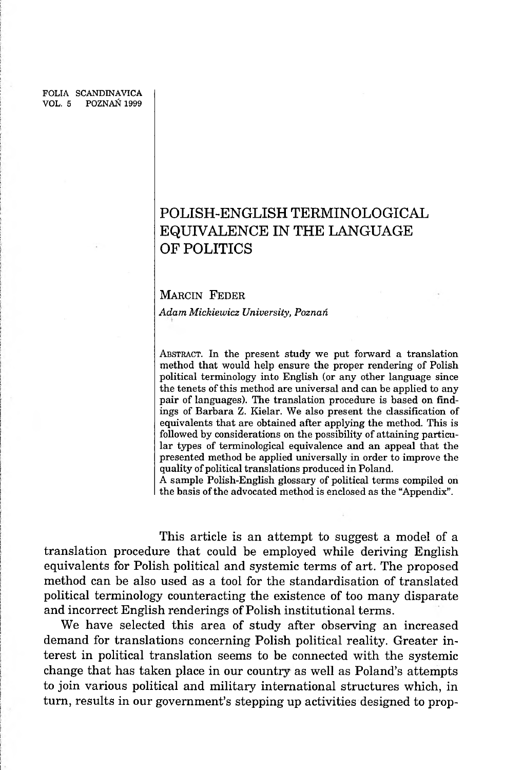FOLIA SCANDINAVICA
VOL. 5 POZNAŃ 1999

# POLISH-ENGLISH TERMINOLOGICAL EQUIVALENCE IN THE LANGUAGE OF POLITICS

MARCIN FEDER

*Adam Mickiewicz University, Poznań*

ABSTRACT. In the present study we put forward a translation method that would help ensure the proper rendering of Polish political terminology into English (or any other language since the tenets of this method are universal and can be applied to any pair of languages). The translation procedure is based on findings of Barbara Z. Kielar. We also present the classification of equivalents that are obtained after applying the method. This is followed by considerations on the possibility of attaining particular types of terminological equivalence and an appeal that the presented method be applied universally in order to improve the quality of political translations produced in Poland.
A sample Polish-English glossary of political terms compiled on the basis of the advocated method is enclosed as the "Appendix".

This article is an attempt to suggest a model of a translation procedure that could be employed while deriving English equivalents for Polish political and systemic terms of art. The proposed method can be also used as a tool for the standardisation of translated political terminology counteracting the existence of too many disparate and incorrect English renderings of Polish institutional terms.

We have selected this area of study after observing an increased demand for translations concerning Polish political reality. Greater interest in political translation seems to be connected with the systemic change that has taken place in our country as well as Poland's attempts to join various political and military international structures which, in turn, results in our government's stepping up activities designed to prop-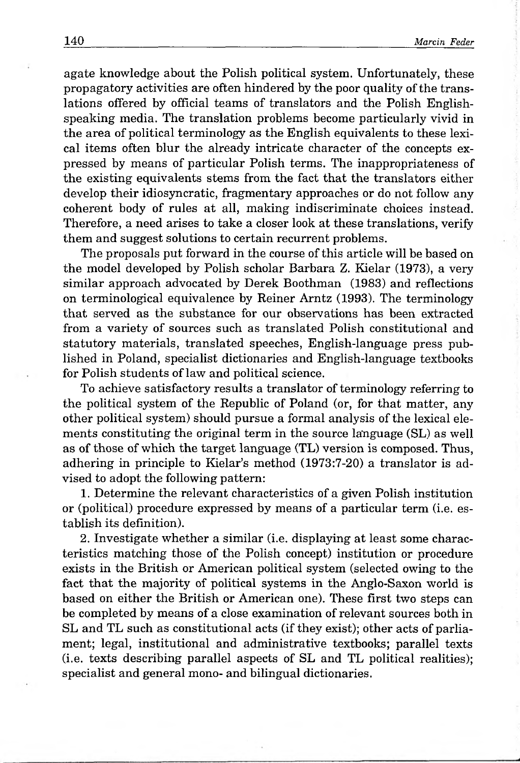agate knowledge about the Polish political system. Unfortunately, these propagatory activities are often hindered by the poor quality of the translations offered by official teams of translators and the Polish English-speaking media. The translation problems become particularly vivid in the area of political terminology as the English equivalents to these lexical items often blur the already intricate character of the concepts expressed by means of particular Polish terms. The inappropriateness of the existing equivalents stems from the fact that the translators either develop their idiosyncratic, fragmentary approaches or do not follow any coherent body of rules at all, making indiscriminate choices instead. Therefore, a need arises to take a closer look at these translations, verify them and suggest solutions to certain recurrent problems.

The proposals put forward in the course of this article will be based on the model developed by Polish scholar Barbara Z. Kielar (1973), a very similar approach advocated by Derek Boothman (1983) and reflections on terminological equivalence by Reiner Arntz (1993). The terminology that served as the substance for our observations has been extracted from a variety of sources such as translated Polish constitutional and statutory materials, translated speeches, English-language press published in Poland, specialist dictionaries and English-language textbooks for Polish students of law and political science.

To achieve satisfactory results a translator of terminology referring to the political system of the Republic of Poland (or, for that matter, any other political system) should pursue a formal analysis of the lexical elements constituting the original term in the source language (SL) as well as of those of which the target language (TL) version is composed. Thus, adhering in principle to Kielar's method (1973:7-20) a translator is advised to adopt the following pattern:

1. Determine the relevant characteristics of a given Polish institution or (political) procedure expressed by means of a particular term (i.e. establish its definition).

2. Investigate whether a similar (i.e. displaying at least some characteristics matching those of the Polish concept) institution or procedure exists in the British or American political system (selected owing to the fact that the majority of political systems in the Anglo-Saxon world is based on either the British or American one). These first two steps can be completed by means of a close examination of relevant sources both in SL and TL such as constitutional acts (if they exist); other acts of parliament; legal, institutional and administrative textbooks; parallel texts (i.e. texts describing parallel aspects of SL and TL political realities); specialist and general mono- and bilingual dictionaries.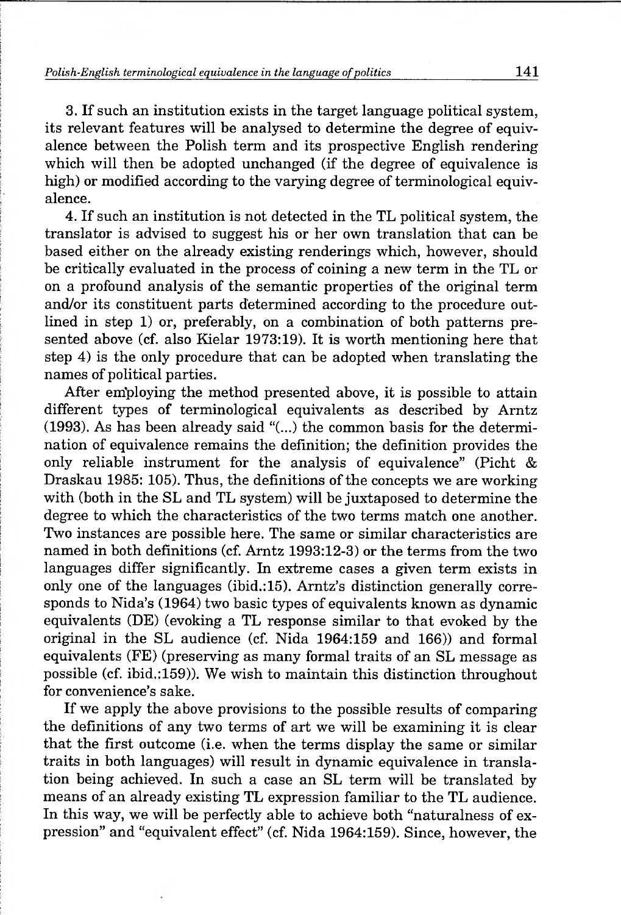3. If such an institution exists in the target language political system, its relevant features will be analysed to determine the degree of equivalence between the Polish term and its prospective English rendering which will then be adopted unchanged (if the degree of equivalence is high) or modified according to the varying degree of terminological equivalence.

4. If such an institution is not detected in the TL political system, the translator is advised to suggest his or her own translation that can be based either on the already existing renderings which, however, should be critically evaluated in the process of coining a new term in the TL or on a profound analysis of the semantic properties of the original term and/or its constituent parts determined according to the procedure outlined in step 1) or, preferably, on a combination of both patterns presented above (cf. also Kielar 1973:19). It is worth mentioning here that step 4) is the only procedure that can be adopted when translating the names of political parties.

After employing the method presented above, it is possible to attain different types of terminological equivalents as described by Arntz (1993). As has been already said "(...) the common basis for the determination of equivalence remains the definition; the definition provides the only reliable instrument for the analysis of equivalence" (Picht & Draskau 1985: 105). Thus, the definitions of the concepts we are working with (both in the SL and TL system) will be juxtaposed to determine the degree to which the characteristics of the two terms match one another. Two instances are possible here. The same or similar characteristics are named in both definitions (cf. Arntz 1993:12-3) or the terms from the two languages differ significantly. In extreme cases a given term exists in only one of the languages (ibid.:15). Arntz's distinction generally corresponds to Nida's (1964) two basic types of equivalents known as dynamic equivalents (DE) (evoking a TL response similar to that evoked by the original in the SL audience (cf. Nida 1964:159 and 166)) and formal equivalents (FE) (preserving as many formal traits of an SL message as possible (cf. ibid.:159)). We wish to maintain this distinction throughout for convenience's sake.

If we apply the above provisions to the possible results of comparing the definitions of any two terms of art we will be examining it is clear that the first outcome (i.e. when the terms display the same or similar traits in both languages) will result in dynamic equivalence in translation being achieved. In such a case an SL term will be translated by means of an already existing TL expression familiar to the TL audience. In this way, we will be perfectly able to achieve both "naturalness of expression" and "equivalent effect" (cf. Nida 1964:159). Since, however, the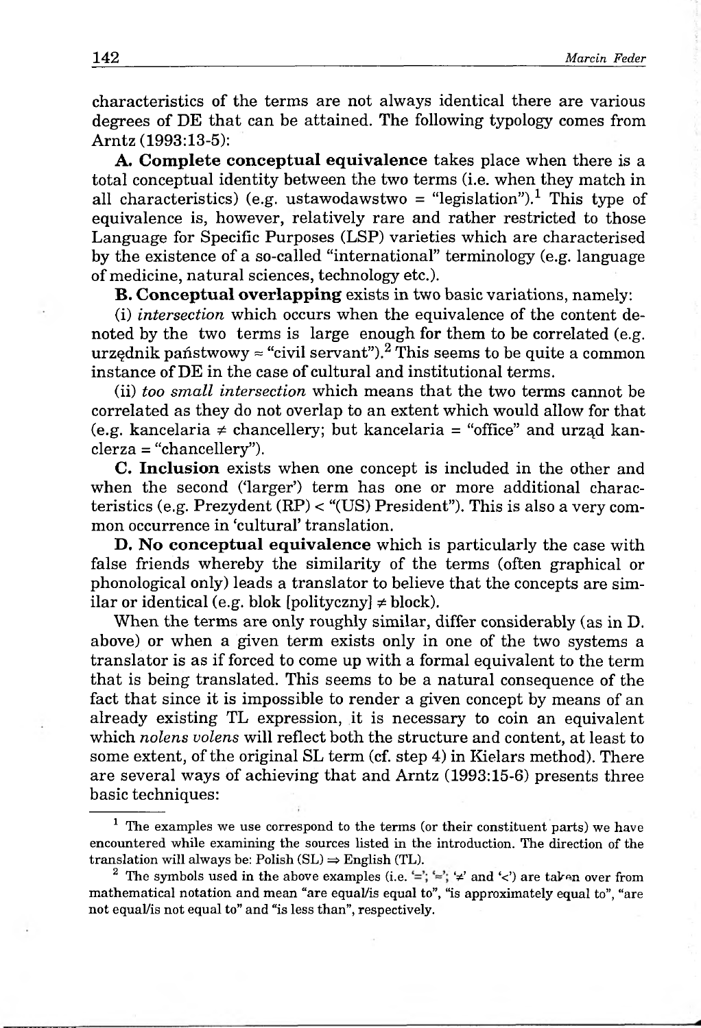characteristics of the terms are not always identical there are various degrees of DE that can be attained. The following typology comes from Arntz (1993:13-5):

**A. Complete conceptual equivalence** takes place when there is a total conceptual identity between the two terms (i.e. when they match in all characteristics) (e.g. ustawodawstwo = "legislation").[1] This type of equivalence is, however, relatively rare and rather restricted to those Language for Specific Purposes (LSP) varieties which are characterised by the existence of a so-called "international" terminology (e.g. language of medicine, natural sciences, technology etc.).

**B. Conceptual overlapping** exists in two basic variations, namely:

(i) *intersection* which occurs when the equivalence of the content denoted by the two terms is large enough for them to be correlated (e.g. urzędnik państwowy ≈ "civil servant").[2] This seems to be quite a common instance of DE in the case of cultural and institutional terms.

(ii) *too small intersection* which means that the two terms cannot be correlated as they do not overlap to an extent which would allow for that (e.g. kancelaria ≠ chancellery; but kancelaria = "office" and urząd kanclerza = "chancellery").

**C. Inclusion** exists when one concept is included in the other and when the second ('larger') term has one or more additional characteristics (e.g. Prezydent (RP) < "(US) President"). This is also a very common occurrence in 'cultural' translation.

**D. No conceptual equivalence** which is particularly the case with false friends whereby the similarity of the terms (often graphical or phonological only) leads a translator to believe that the concepts are similar or identical (e.g. blok [polityczny] ≠ block).

When the terms are only roughly similar, differ considerably (as in D. above) or when a given term exists only in one of the two systems a translator is as if forced to come up with a formal equivalent to the term that is being translated. This seems to be a natural consequence of the fact that since it is impossible to render a given concept by means of an already existing TL expression, it is necessary to coin an equivalent which *nolens volens* will reflect both the structure and content, at least to some extent, of the original SL term (cf. step 4) in Kielars method). There are several ways of achieving that and Arntz (1993:15-6) presents three basic techniques:

---

[1] The examples we use correspond to the terms (or their constituent parts) we have encountered while examining the sources listed in the introduction. The direction of the translation will always be: Polish (SL) ⇒ English (TL).

[2] The symbols used in the above examples (i.e. '='; '≈'; '≠' and '<') are taken over from mathematical notation and mean "are equal/is equal to", "is approximately equal to", "are not equal/is not equal to" and "is less than", respectively.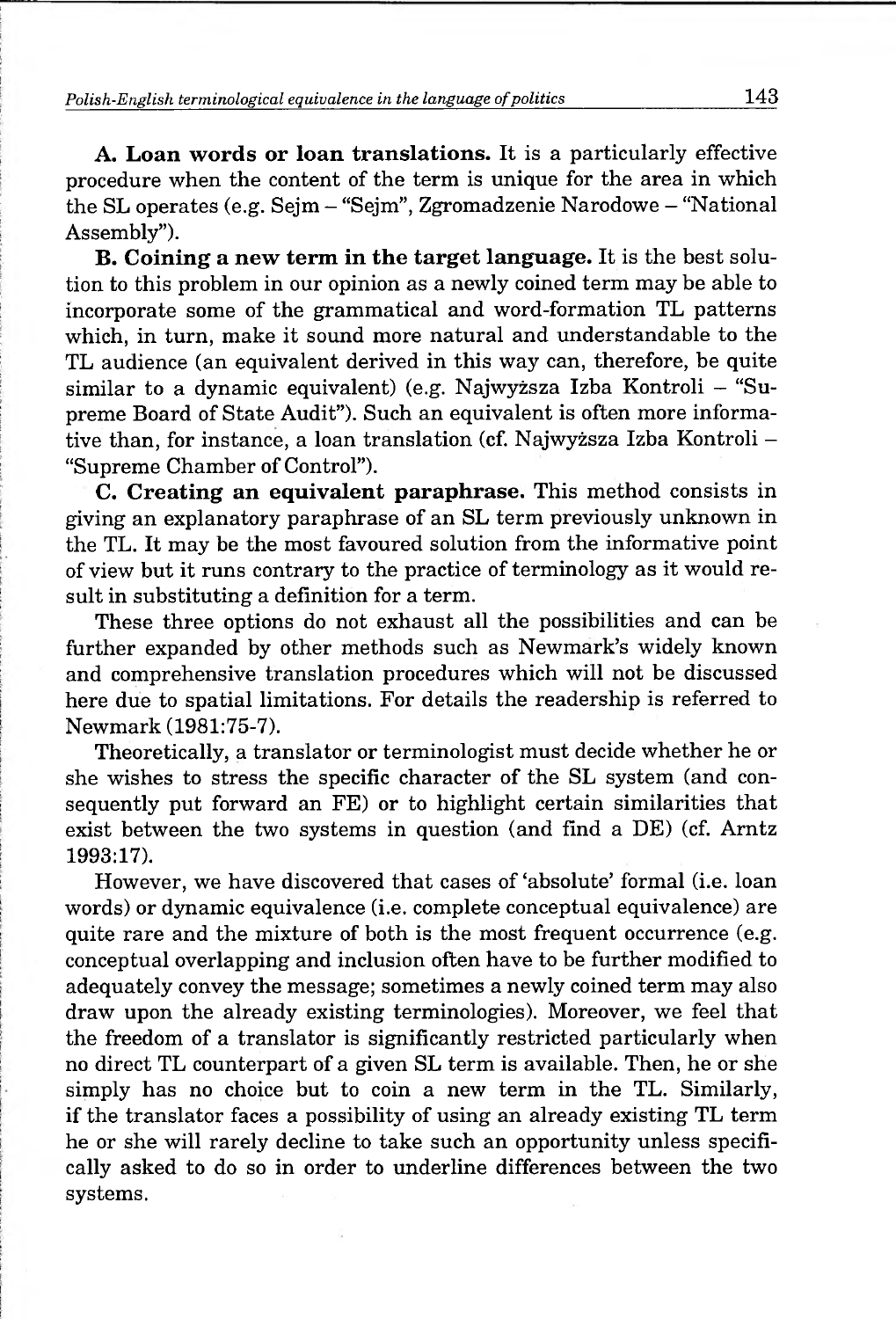**A. Loan words or loan translations.** It is a particularly effective procedure when the content of the term is unique for the area in which the SL operates (e.g. Sejm – "Sejm", Zgromadzenie Narodowe – "National Assembly").

**B. Coining a new term in the target language.** It is the best solution to this problem in our opinion as a newly coined term may be able to incorporate some of the grammatical and word-formation TL patterns which, in turn, make it sound more natural and understandable to the TL audience (an equivalent derived in this way can, therefore, be quite similar to a dynamic equivalent) (e.g. Najwyższa Izba Kontroli – "Supreme Board of State Audit"). Such an equivalent is often more informative than, for instance, a loan translation (cf. Najwyższa Izba Kontroli – "Supreme Chamber of Control").

**C. Creating an equivalent paraphrase.** This method consists in giving an explanatory paraphrase of an SL term previously unknown in the TL. It may be the most favoured solution from the informative point of view but it runs contrary to the practice of terminology as it would result in substituting a definition for a term.

These three options do not exhaust all the possibilities and can be further expanded by other methods such as Newmark's widely known and comprehensive translation procedures which will not be discussed here due to spatial limitations. For details the readership is referred to Newmark (1981:75-7).

Theoretically, a translator or terminologist must decide whether he or she wishes to stress the specific character of the SL system (and consequently put forward an FE) or to highlight certain similarities that exist between the two systems in question (and find a DE) (cf. Arntz 1993:17).

However, we have discovered that cases of 'absolute' formal (i.e. loan words) or dynamic equivalence (i.e. complete conceptual equivalence) are quite rare and the mixture of both is the most frequent occurrence (e.g. conceptual overlapping and inclusion often have to be further modified to adequately convey the message; sometimes a newly coined term may also draw upon the already existing terminologies). Moreover, we feel that the freedom of a translator is significantly restricted particularly when no direct TL counterpart of a given SL term is available. Then, he or she simply has no choice but to coin a new term in the TL. Similarly, if the translator faces a possibility of using an already existing TL term he or she will rarely decline to take such an opportunity unless specifically asked to do so in order to underline differences between the two systems.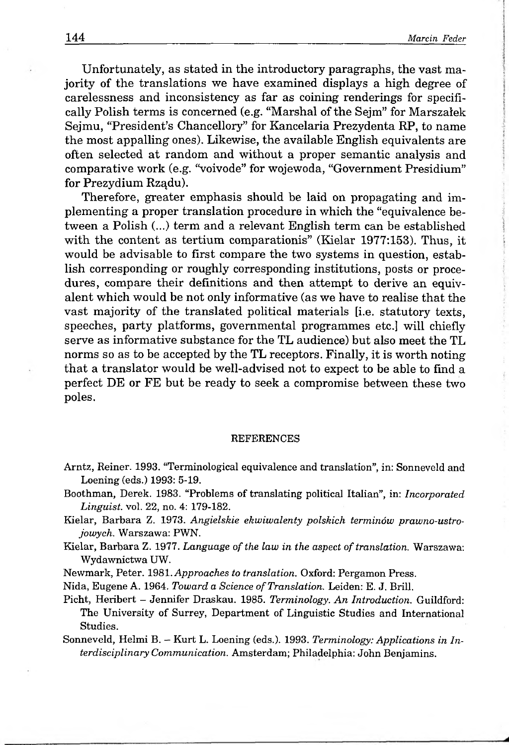Unfortunately, as stated in the introductory paragraphs, the vast majority of the translations we have examined displays a high degree of carelessness and inconsistency as far as coining renderings for specifically Polish terms is concerned (e.g. "Marshal of the Sejm" for Marszałek Sejmu, "President's Chancellory" for Kancelaria Prezydenta RP, to name the most appalling ones). Likewise, the available English equivalents are often selected at random and without a proper semantic analysis and comparative work (e.g. "voivode" for wojewoda, "Government Presidium" for Prezydium Rządu).

Therefore, greater emphasis should be laid on propagating and implementing a proper translation procedure in which the "equivalence between a Polish (...) term and a relevant English term can be established with the content as tertium comparationis" (Kielar 1977:153). Thus, it would be advisable to first compare the two systems in question, establish corresponding or roughly corresponding institutions, posts or procedures, compare their definitions and then attempt to derive an equivalent which would be not only informative (as we have to realise that the vast majority of the translated political materials [i.e. statutory texts, speeches, party platforms, governmental programmes etc.] will chiefly serve as informative substance for the TL audience) but also meet the TL norms so as to be accepted by the TL receptors. Finally, it is worth noting that a translator would be well-advised not to expect to be able to find a perfect DE or FE but be ready to seek a compromise between these two poles.

## REFERENCES

Arntz, Reiner. 1993. "Terminological equivalence and translation", in: Sonneveld and Loening (eds.) 1993: 5-19.

Boothman, Derek. 1983. "Problems of translating political Italian", in: *Incorporated Linguist*. vol. 22, no. 4: 179-182.

Kielar, Barbara Z. 1973. *Angielskie ekwiwalenty polskich terminów prawno-ustrojowych*. Warszawa: PWN.

Kielar, Barbara Z. 1977. *Language of the law in the aspect of translation*. Warszawa: Wydawnictwa UW.

Newmark, Peter. 1981. *Approaches to translation*. Oxford: Pergamon Press.

Nida, Eugene A. 1964. *Toward a Science of Translation*. Leiden: E. J. Brill.

Picht, Heribert – Jennifer Draskau. 1985. *Terminology. An Introduction*. Guildford: The University of Surrey, Department of Linguistic Studies and International Studies.

Sonneveld, Helmi B. – Kurt L. Loening (eds.). 1993. *Terminology: Applications in Interdisciplinary Communication*. Amsterdam; Philadelphia: John Benjamins.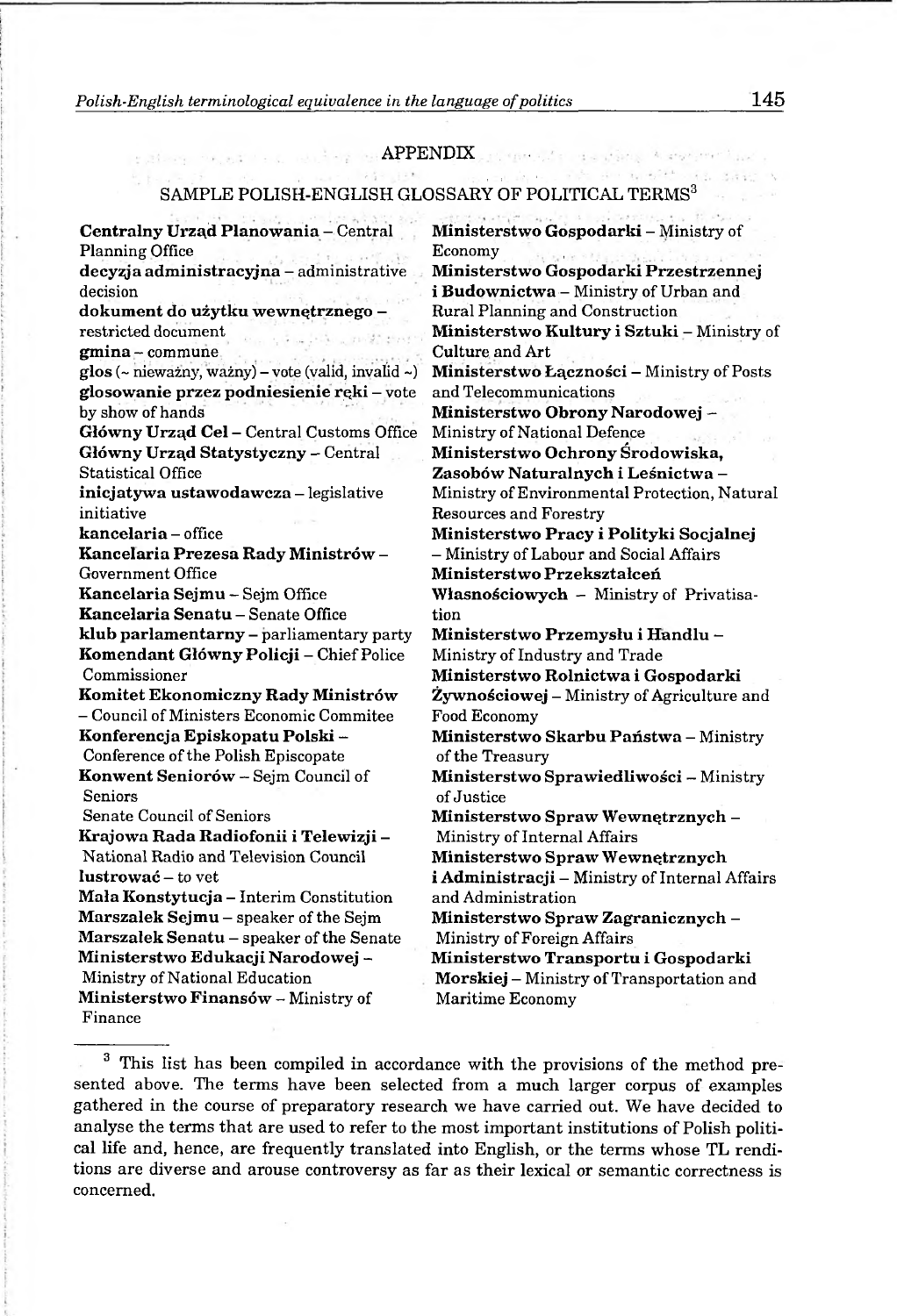## APPENDIX

### SAMPLE POLISH-ENGLISH GLOSSARY OF POLITICAL TERMS[3]

**Centralny Urząd Planowania** – Central Planning Office
**decyzja administracyjna** – administrative decision
**dokument do użytku wewnętrznego** – restricted document
**gmina** – commune
**głos** (~ nieważny, ważny) – vote (valid, invalid ~)
**głosowanie przez podniesienie ręki** – vote by show of hands
**Główny Urząd Ceł** – Central Customs Office
**Główny Urząd Statystyczny** – Central Statistical Office
**inicjatywa ustawodawcza** – legislative initiative
**kancelaria** – office
**Kancelaria Prezesa Rady Ministrów** – Government Office
**Kancelaria Sejmu** – Sejm Office
**Kancelaria Senatu** – Senate Office
**klub parlamentarny** – parliamentary party
**Komendant Główny Policji** – Chief Police Commissioner
**Komitet Ekonomiczny Rady Ministrów** – Council of Ministers Economic Commitee
**Konferencja Episkopatu Polski** – Conference of the Polish Episcopate
**Konwent Seniorów** – Sejm Council of Seniors
Senate Council of Seniors
**Krajowa Rada Radiofonii i Telewizji** – National Radio and Television Council
**lustrować** – to vet
**Mała Konstytucja** – Interim Constitution
**Marszałek Sejmu** – speaker of the Sejm
**Marszałek Senatu** – speaker of the Senate
**Ministerstwo Edukacji Narodowej** – Ministry of National Education
**Ministerstwo Finansów** – Ministry of Finance
**Ministerstwo Gospodarki** – Ministry of Economy
**Ministerstwo Gospodarki Przestrzennej i Budownictwa** – Ministry of Urban and Rural Planning and Construction
**Ministerstwo Kultury i Sztuki** – Ministry of Culture and Art
**Ministerstwo Łączności** – Ministry of Posts and Telecommunications
**Ministerstwo Obrony Narodowej** – Ministry of National Defence
**Ministerstwo Ochrony Środowiska, Zasobów Naturalnych i Leśnictwa** – Ministry of Environmental Protection, Natural Resources and Forestry
**Ministerstwo Pracy i Polityki Socjalnej** – Ministry of Labour and Social Affairs
**Ministerstwo Przekształceń Własnościowych** – Ministry of Privatisation
**Ministerstwo Przemysłu i Handlu** – Ministry of Industry and Trade
**Ministerstwo Rolnictwa i Gospodarki Żywnościowej** – Ministry of Agriculture and Food Economy
**Ministerstwo Skarbu Państwa** – Ministry of the Treasury
**Ministerstwo Sprawiedliwości** – Ministry of Justice
**Ministerstwo Spraw Wewnętrznych** – Ministry of Internal Affairs
**Ministerstwo Spraw Wewnętrznych i Administracji** – Ministry of Internal Affairs and Administration
**Ministerstwo Spraw Zagranicznych** – Ministry of Foreign Affairs
**Ministerstwo Transportu i Gospodarki Morskiej** – Ministry of Transportation and Maritime Economy

---

[3] This list has been compiled in accordance with the provisions of the method presented above. The terms have been selected from a much larger corpus of examples gathered in the course of preparatory research we have carried out. We have decided to analyse the terms that are used to refer to the most important institutions of Polish political life and, hence, are frequently translated into English, or the terms whose TL renditions are diverse and arouse controversy as far as their lexical or semantic correctness is concerned.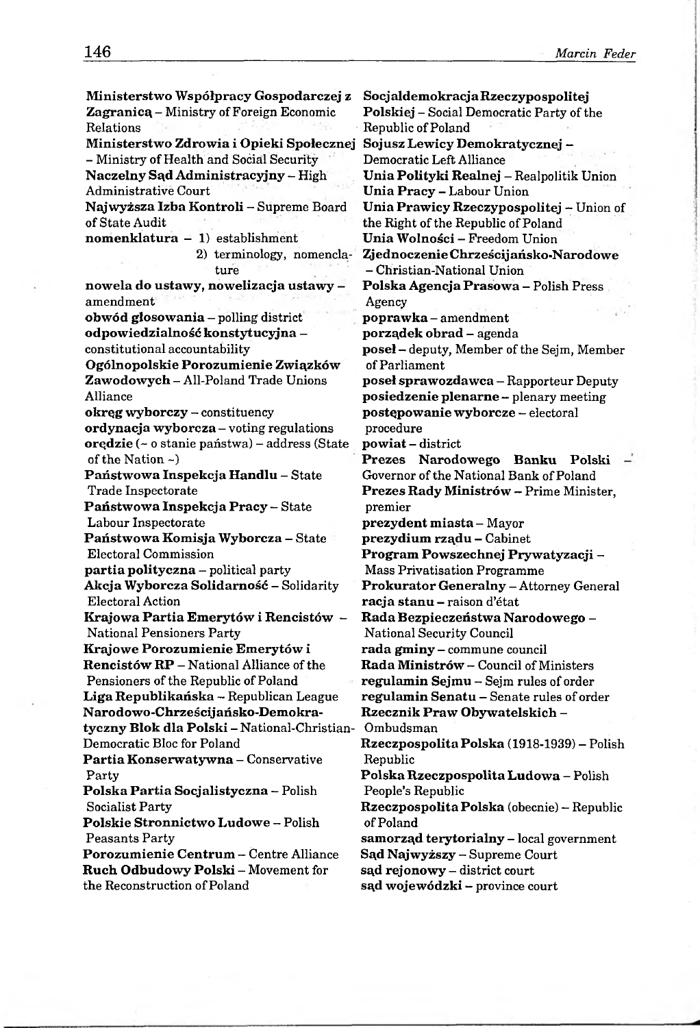**Ministerstwo Współpracy Gospodarczej z Zagranicą** – Ministry of Foreign Economic Relations
**Ministerstwo Zdrowia i Opieki Społecznej** – Ministry of Health and Social Security
**Naczelny Sąd Administracyjny** – High Administrative Court
**Najwyższa Izba Kontroli** – Supreme Board of State Audit
**nomenklatura** – 1) establishment
2) terminology, nomenclature
**nowela do ustawy, nowelizacja ustawy** – amendment
**obwód głosowania** – polling district
**odpowiedzialność konstytucyjna** – constitutional accountability
**Ogólnopolskie Porozumienie Związków Zawodowych** – All-Poland Trade Unions Alliance
**okręg wyborczy** – constituency
**ordynacja wyborcza** – voting regulations
**orędzie** (~ o stanie państwa) – address (State of the Nation ~)
**Państwowa Inspekcja Handlu** – State Trade Inspectorate
**Państwowa Inspekcja Pracy** – State Labour Inspectorate
**Państwowa Komisja Wyborcza** – State Electoral Commission
**partia polityczna** – political party
**Akcja Wyborcza Solidarność** – Solidarity Electoral Action
**Krajowa Partia Emerytów i Rencistów** – National Pensioners Party
**Krajowe Porozumienie Emerytów i Rencistów RP** – National Alliance of the Pensioners of the Republic of Poland
**Liga Republikańska** – Republican League
**Narodowo-Chrześcijańsko-Demokratyczny Blok dla Polski** – National-Christian-Democratic Bloc for Poland
**Partia Konserwatywna** – Conservative Party
**Polska Partia Socjalistyczna** – Polish Socialist Party
**Polskie Stronnictwo Ludowe** – Polish Peasants Party
**Porozumienie Centrum** – Centre Alliance
**Ruch Odbudowy Polski** – Movement for the Reconstruction of Poland
**Socjaldemokracja Rzeczypospolitej Polskiej** – Social Democratic Party of the Republic of Poland
**Sojusz Lewicy Demokratycznej** – Democratic Left Alliance
**Unia Polityki Realnej** – Realpolitik Union
**Unia Pracy** – Labour Union
**Unia Prawicy Rzeczypospolitej** – Union of the Right of the Republic of Poland
**Unia Wolności** – Freedom Union
**Zjednoczenie Chrześcijańsko-Narodowe** – Christian-National Union
**Polska Agencja Prasowa** – Polish Press Agency
**poprawka** – amendment
**porządek obrad** – agenda
**poseł** – deputy, Member of the Sejm, Member of Parliament
**poseł sprawozdawca** – Rapporteur Deputy
**posiedzenie plenarne** – plenary meeting
**postępowanie wyborcze** – electoral procedure
**powiat** – district
**Prezes Narodowego Banku Polski** – Governor of the National Bank of Poland
**Prezes Rady Ministrów** – Prime Minister, premier
**prezydent miasta** – Mayor
**prezydium rządu** – Cabinet
**Program Powszechnej Prywatyzacji** – Mass Privatisation Programme
**Prokurator Generalny** – Attorney General
**racja stanu** – raison d'état
**Rada Bezpieczeństwa Narodowego** – National Security Council
**rada gminy** – commune council
**Rada Ministrów** – Council of Ministers
**regulamin Sejmu** – Sejm rules of order
**regulamin Senatu** – Senate rules of order
**Rzecznik Praw Obywatelskich** – Ombudsman
**Rzeczpospolita Polska** (1918-1939) – Polish Republic
**Polska Rzeczpospolita Ludowa** – Polish People's Republic
**Rzeczpospolita Polska** (obecnie) – Republic of Poland
**samorząd terytorialny** – local government
**Sąd Najwyższy** – Supreme Court
**sąd rejonowy** – district court
**sąd wojewódzki** – province court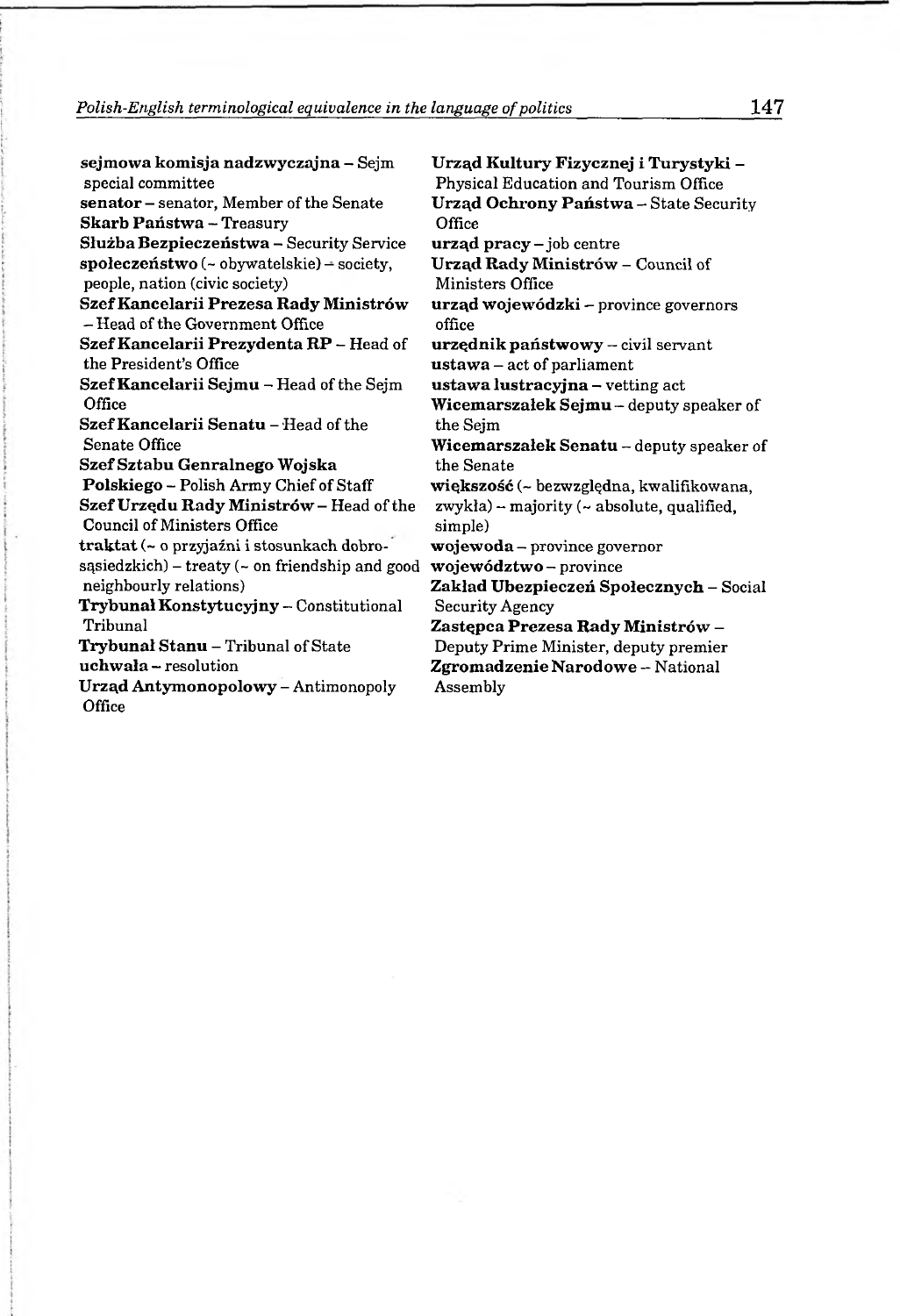**sejmowa komisja nadzwyczajna** – Sejm special committee

**senator** – senator, Member of the Senate

**Skarb Państwa** – Treasury

**Służba Bezpieczeństwa** – Security Service

**społeczeństwo** (~ obywatelskie) – society, people, nation (civic society)

**Szef Kancelarii Prezesa Rady Ministrów** – Head of the Government Office

**Szef Kancelarii Prezydenta RP** – Head of the President's Office

**Szef Kancelarii Sejmu** – Head of the Sejm Office

**Szef Kancelarii Senatu** – Head of the Senate Office

**Szef Sztabu Genralnego Wojska Polskiego** – Polish Army Chief of Staff

**Szef Urzędu Rady Ministrów** – Head of the Council of Ministers Office

**traktat** (~ o przyjaźni i stosunkach dobrosąsiedzkich) – treaty (~ on friendship and good neighbourly relations)

**Trybunał Konstytucyjny** – Constitutional Tribunal

**Trybunał Stanu** – Tribunal of State

**uchwała** – resolution

**Urząd Antymonopolowy** – Antimonopoly Office

**Urząd Kultury Fizycznej i Turystyki** – Physical Education and Tourism Office

**Urząd Ochrony Państwa** – State Security Office

**urząd pracy** – job centre

**Urząd Rady Ministrów** – Council of Ministers Office

**urząd wojewódzki** – province governors office

**urzędnik państwowy** – civil servant

**ustawa** – act of parliament

**ustawa lustracyjna** – vetting act

**Wicemarszałek Sejmu** – deputy speaker of the Sejm

**Wicemarszałek Senatu** – deputy speaker of the Senate

**większość** (~ bezwzględna, kwalifikowana, zwykła) – majority (~ absolute, qualified, simple)

**wojewoda** – province governor

**województwo** – province

**Zakład Ubezpieczeń Społecznych** – Social Security Agency

**Zastępca Prezesa Rady Ministrów** – Deputy Prime Minister, deputy premier

**Zgromadzenie Narodowe** – National Assembly